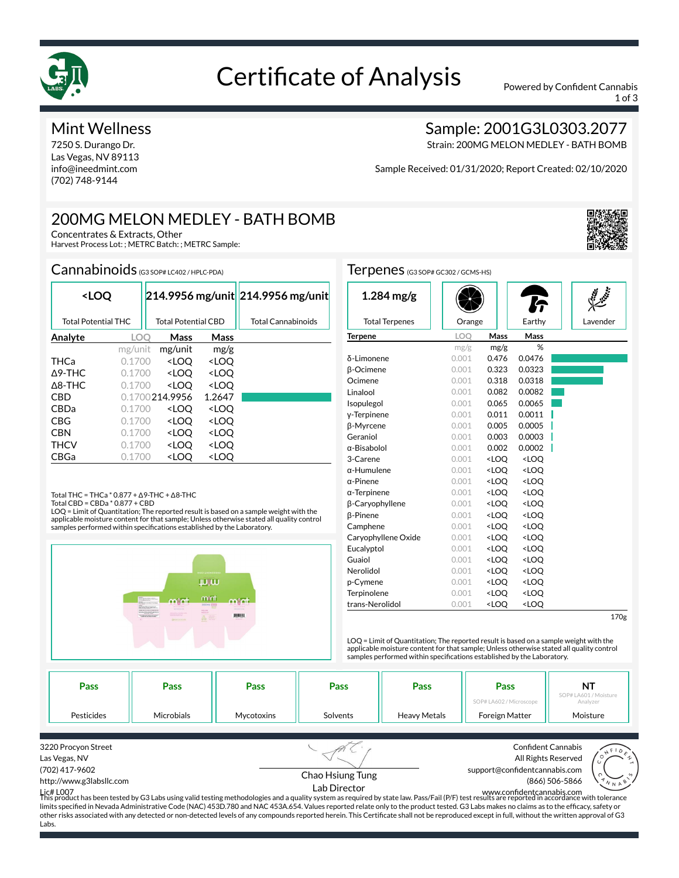# Certificate of Analysis

Powered by Confident Cannabis

## Mint Wellness

7250 S. Durango Dr.
Las Vegas, NV 89113
info@ineedmint.com
(702) 748-9144

## Sample: 2001G3L0303.2077

Strain: 200MG MELON MEDLEY - BATH BOMB

Sample Received: 01/31/2020; Report Created: 02/10/2020

## 200MG MELON MEDLEY - BATH BOMB

Concentrates & Extracts, Other
Harvest Process Lot: ; METRC Batch: ; METRC Sample:

### Cannabinoids (G3 SOP# LC402 / HPLC-PDA)

| <LOQ | 214.9956 mg/unit | 214.9956 mg/unit |
|---|---|---|
| Total Potential THC | Total Potential CBD | Total Cannabinoids |

| Analyte | LOQ | Mass | Mass |
|---|---|---|---|
| | mg/unit | mg/unit | mg/g |
| THCa | 0.1700 | <LOQ | <LOQ |
| Δ9-THC | 0.1700 | <LOQ | <LOQ |
| Δ8-THC | 0.1700 | <LOQ | <LOQ |
| CBD | 0.1700 | 214.9956 | 1.2647 |
| CBDa | 0.1700 | <LOQ | <LOQ |
| CBG | 0.1700 | <LOQ | <LOQ |
| CBN | 0.1700 | <LOQ | <LOQ |
| THCV | 0.1700 | <LOQ | <LOQ |
| CBGa | 0.1700 | <LOQ | <LOQ |

Total THC = THCa * 0.877 + Δ9-THC + Δ8-THC
Total CBD = CBDa * 0.877 + CBD
LOQ = Limit of Quantitation; The reported result is based on a sample weight with the applicable moisture content for that sample; Unless otherwise stated all quality control samples performed within specifications established by the Laboratory.

### Terpenes (G3 SOP# GC302 / GCMS-HS)

| 1.284 mg/g | Orange | Earthy | Lavender |
|---|---|---|---|
| Total Terpenes | | | |

| Terpene | LOQ | Mass | Mass |
|---|---|---|---|
| | mg/g | mg/g | % |
| δ-Limonene | 0.001 | 0.476 | 0.0476 |
| β-Ocimene | 0.001 | 0.323 | 0.0323 |
| Ocimene | 0.001 | 0.318 | 0.0318 |
| Linalool | 0.001 | 0.082 | 0.0082 |
| Isopulegol | 0.001 | 0.065 | 0.0065 |
| γ-Terpinene | 0.001 | 0.011 | 0.0011 |
| β-Myrcene | 0.001 | 0.005 | 0.0005 |
| Geraniol | 0.001 | 0.003 | 0.0003 |
| α-Bisabolol | 0.001 | 0.002 | 0.0002 |
| 3-Carene | 0.001 | <LOQ | <LOQ |
| α-Humulene | 0.001 | <LOQ | <LOQ |
| α-Pinene | 0.001 | <LOQ | <LOQ |
| α-Terpinene | 0.001 | <LOQ | <LOQ |
| β-Caryophyllene | 0.001 | <LOQ | <LOQ |
| β-Pinene | 0.001 | <LOQ | <LOQ |
| Camphene | 0.001 | <LOQ | <LOQ |
| Caryophyllene Oxide | 0.001 | <LOQ | <LOQ |
| Eucalyptol | 0.001 | <LOQ | <LOQ |
| Guaiol | 0.001 | <LOQ | <LOQ |
| Nerolidol | 0.001 | <LOQ | <LOQ |
| p-Cymene | 0.001 | <LOQ | <LOQ |
| Terpinolene | 0.001 | <LOQ | <LOQ |
| trans-Nerolidol | 0.001 | <LOQ | <LOQ |

170g

LOQ = Limit of Quantitation; The reported result is based on a sample weight with the applicable moisture content for that sample; Unless otherwise stated all quality control samples performed within specifications established by the Laboratory.

| Pass | Pass | Pass | Pass | Pass | Pass | NT |
|---|---|---|---|---|---|---|
| | | | | | SOP# LA602 / Microscope | SOP# LA601 / Moisture Analyzer |
| Pesticides | Microbials | Mycotoxins | Solvents | Heavy Metals | Foreign Matter | Moisture |

3220 Procyon Street
Las Vegas, NV
(702) 417-9602
http://www.g3labsllc.com
Lic# L007

Chao Hsiung Tung
Lab Director

Confident Cannabis
All Rights Reserved
support@confidentcannabis.com
(866) 506-5866
www.confidentcannabis.com

This product has been tested by G3 Labs using valid testing methodologies and a quality system as required by state law. Pass/Fail (P/F) test results are reported in accordance with tolerance limits specified in Nevada Administrative Code (NAC) 453D.780 and NAC 453A.654. Values reported relate only to the product tested. G3 Labs makes no claims as to the efficacy, safety or other risks associated with any detected or non-detected levels of any compounds reported herein. This Certificate shall not be reproduced except in full, without the written approval of G3 Labs.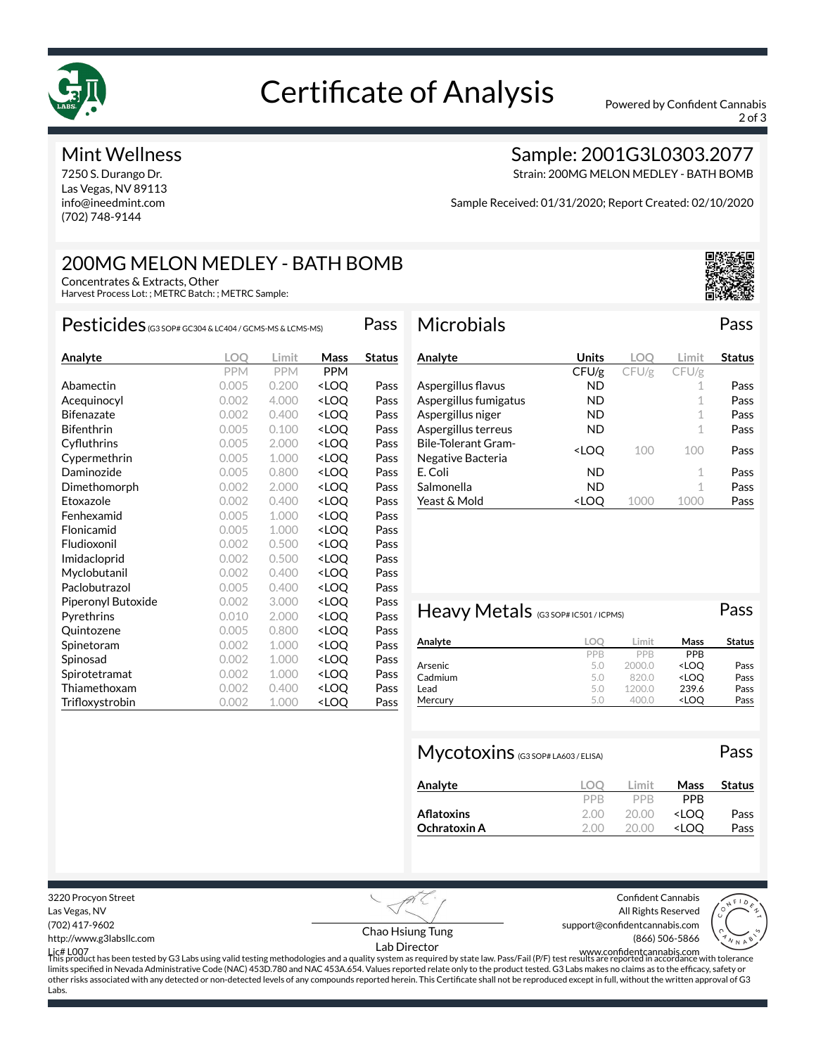# Certificate of Analysis

Powered by Confident Cannabis

## Mint Wellness

7250 S. Durango Dr.
Las Vegas, NV 89113
info@ineedmint.com
(702) 748-9144

## Sample: 2001G3L0303.2077

Strain: 200MG MELON MEDLEY - BATH BOMB

Sample Received: 01/31/2020; Report Created: 02/10/2020

## 200MG MELON MEDLEY - BATH BOMB

Concentrates & Extracts, Other
Harvest Process Lot: ; METRC Batch: ; METRC Sample:

### Pesticides (G3 SOP# GC304 & LC404 / GCMS-MS & LCMS-MS) — Pass

| Analyte | LOQ | Limit | Mass | Status |
|---|---|---|---|---|
| | PPM | PPM | PPM | |
| Abamectin | 0.005 | 0.200 | <LOQ | Pass |
| Acequinocyl | 0.002 | 4.000 | <LOQ | Pass |
| Bifenazate | 0.002 | 0.400 | <LOQ | Pass |
| Bifenthrin | 0.005 | 0.100 | <LOQ | Pass |
| Cyfluthrins | 0.005 | 2.000 | <LOQ | Pass |
| Cypermethrin | 0.005 | 1.000 | <LOQ | Pass |
| Daminozide | 0.005 | 0.800 | <LOQ | Pass |
| Dimethomorph | 0.002 | 2.000 | <LOQ | Pass |
| Etoxazole | 0.002 | 0.400 | <LOQ | Pass |
| Fenhexamid | 0.005 | 1.000 | <LOQ | Pass |
| Flonicamid | 0.005 | 1.000 | <LOQ | Pass |
| Fludioxonil | 0.002 | 0.500 | <LOQ | Pass |
| Imidacloprid | 0.002 | 0.500 | <LOQ | Pass |
| Myclobutanil | 0.002 | 0.400 | <LOQ | Pass |
| Paclobutrazol | 0.005 | 0.400 | <LOQ | Pass |
| Piperonyl Butoxide | 0.002 | 3.000 | <LOQ | Pass |
| Pyrethrins | 0.010 | 2.000 | <LOQ | Pass |
| Quintozene | 0.005 | 0.800 | <LOQ | Pass |
| Spinetoram | 0.002 | 1.000 | <LOQ | Pass |
| Spinosad | 0.002 | 1.000 | <LOQ | Pass |
| Spirotetramat | 0.002 | 1.000 | <LOQ | Pass |
| Thiamethoxam | 0.002 | 0.400 | <LOQ | Pass |
| Trifloxystrobin | 0.002 | 1.000 | <LOQ | Pass |

### Microbials — Pass

| Analyte | Units | LOQ | Limit | Status |
|---|---|---|---|---|
| | CFU/g | CFU/g | CFU/g | |
| Aspergillus flavus | ND | | 1 | Pass |
| Aspergillus fumigatus | ND | | 1 | Pass |
| Aspergillus niger | ND | | 1 | Pass |
| Aspergillus terreus | ND | | 1 | Pass |
| Bile-Tolerant Gram-Negative Bacteria | <LOQ | 100 | 100 | Pass |
| E. Coli | ND | | 1 | Pass |
| Salmonella | ND | | 1 | Pass |
| Yeast & Mold | <LOQ | 1000 | 1000 | Pass |

### Heavy Metals (G3 SOP# IC501 / ICPMS) — Pass

| Analyte | LOQ | Limit | Mass | Status |
|---|---|---|---|---|
| | PPB | PPB | PPB | |
| Arsenic | 5.0 | 2000.0 | <LOQ | Pass |
| Cadmium | 5.0 | 820.0 | <LOQ | Pass |
| Lead | 5.0 | 1200.0 | 239.6 | Pass |
| Mercury | 5.0 | 400.0 | <LOQ | Pass |

### Mycotoxins (G3 SOP# LA603 / ELISA) — Pass

| Analyte | LOQ | Limit | Mass | Status |
|---|---|---|---|---|
| | PPB | PPB | PPB | |
| **Aflatoxins** | 2.00 | 20.00 | <LOQ | Pass |
| **Ochratoxin A** | 2.00 | 20.00 | <LOQ | Pass |

3220 Procyon Street
Las Vegas, NV
(702) 417-9602
http://www.g3labsllc.com
Lic# L007

Chao Hsiung Tung
Lab Director

Confident Cannabis
All Rights Reserved
support@confidentcannabis.com
(866) 506-5866
www.confidentcannabis.com

This product has been tested by G3 Labs using valid testing methodologies and a quality system as required by state law. Pass/Fail (P/F) test results are reported in accordance with tolerance limits specified in Nevada Administrative Code (NAC) 453D.780 and NAC 453A.654. Values reported relate only to the product tested. G3 Labs makes no claims as to the efficacy, safety or other risks associated with any detected or non-detected levels of any compounds reported herein. This Certificate shall not be reproduced except in full, without the written approval of G3 Labs.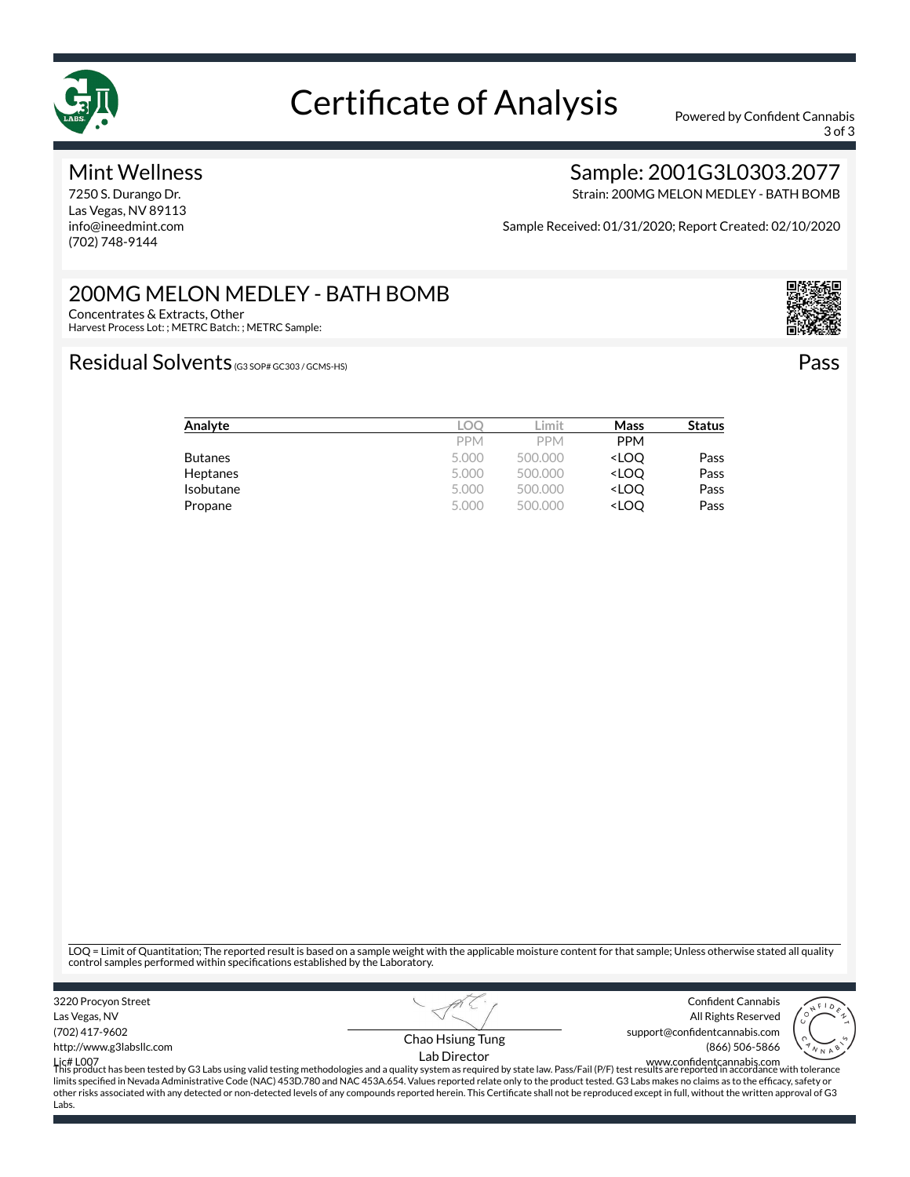# Certificate of Analysis

Powered by Confident Cannabis

**Mint Wellness**
7250 S. Durango Dr.
Las Vegas, NV 89113
info@ineedmint.com
(702) 748-9144

**Sample: 2001G3L0303.2077**
Strain: 200MG MELON MEDLEY - BATH BOMB

Sample Received: 01/31/2020; Report Created: 02/10/2020

## 200MG MELON MEDLEY - BATH BOMB

Concentrates & Extracts, Other
Harvest Process Lot: ; METRC Batch: ; METRC Sample:

## Residual Solvents (G3 SOP# GC303 / GCMS-HS)

**Pass**

| Analyte | LOQ | Limit | Mass | Status |
|---|---|---|---|---|
| | PPM | PPM | PPM | |
| Butanes | 5.000 | 500.000 | <LOQ | Pass |
| Heptanes | 5.000 | 500.000 | <LOQ | Pass |
| Isobutane | 5.000 | 500.000 | <LOQ | Pass |
| Propane | 5.000 | 500.000 | <LOQ | Pass |

LOQ = Limit of Quantitation; The reported result is based on a sample weight with the applicable moisture content for that sample; Unless otherwise stated all quality control samples performed within specifications established by the Laboratory.

3220 Procyon Street
Las Vegas, NV
(702) 417-9602
http://www.g3labsllc.com
Lic# L007

Chao Hsiung Tung
Lab Director

Confident Cannabis
All Rights Reserved
support@confidentcannabis.com
(866) 506-5866
www.confidentcannabis.com

This product has been tested by G3 Labs using valid testing methodologies and a quality system as required by state law. Pass/Fail (P/F) test results are reported in accordance with tolerance limits specified in Nevada Administrative Code (NAC) 453D.780 and NAC 453A.654. Values reported relate only to the product tested. G3 Labs makes no claims as to the efficacy, safety or other risks associated with any detected or non-detected levels of any compounds reported herein. This Certificate shall not be reproduced except in full, without the written approval of G3 Labs.